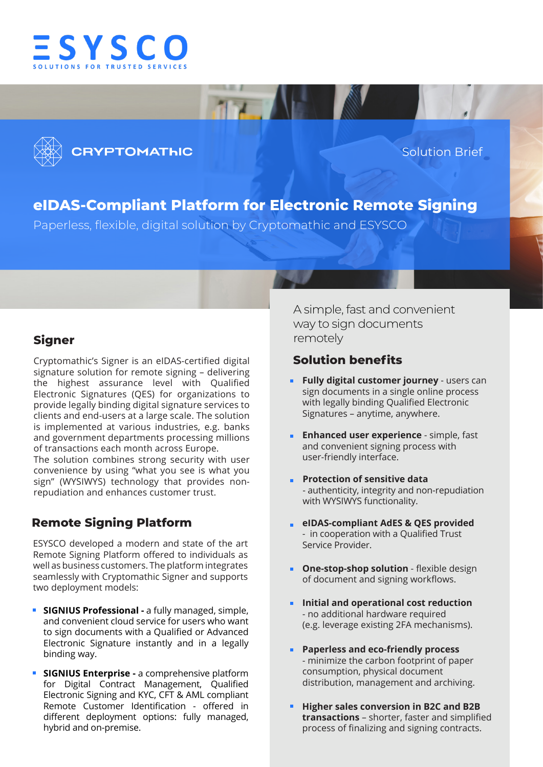ESYSCO

SOLUTIONS FOR TRUSTED SERVICES

CRYPTOMATHIC

Solution Brief

# eIDAS-Compliant Platform for Electronic Remote Signing

Paperless, flexible, digital solution by Cryptomathic and ESYSCO

## Signer

Cryptomathic's Signer is an eIDAS-certified digital signature solution for remote signing – delivering the highest assurance level with Qualified Electronic Signatures (QES) for organizations to provide legally binding digital signature services to clients and end-users at a large scale. The solution is implemented at various industries, e.g. banks and government departments processing millions of transactions each month across Europe.
The solution combines strong security with user convenience by using "what you see is what you sign" (WYSIWYS) technology that provides non-repudiation and enhances customer trust.

## Remote Signing Platform

ESYSCO developed a modern and state of the art Remote Signing Platform offered to individuals as well as business customers. The platform integrates seamlessly with Cryptomathic Signer and supports two deployment models:

- **SIGNIUS Professional -** a fully managed, simple, and convenient cloud service for users who want to sign documents with a Qualified or Advanced Electronic Signature instantly and in a legally binding way.
- **SIGNIUS Enterprise -** a comprehensive platform for Digital Contract Management, Qualified Electronic Signing and KYC, CFT & AML compliant Remote Customer Identification - offered in different deployment options: fully managed, hybrid and on-premise.

A simple, fast and convenient way to sign documents remotely

## Solution benefits

- **Fully digital customer journey** - users can sign documents in a single online process with legally binding Qualified Electronic Signatures – anytime, anywhere.
- **Enhanced user experience** - simple, fast and convenient signing process with user-friendly interface.
- **Protection of sensitive data** - authenticity, integrity and non-repudiation with WYSIWYS functionality.
- **eIDAS-compliant AdES & QES provided** - in cooperation with a Qualified Trust Service Provider.
- **One-stop-shop solution** - flexible design of document and signing workflows.
- **Initial and operational cost reduction** - no additional hardware required (e.g. leverage existing 2FA mechanisms).
- **Paperless and eco-friendly process** - minimize the carbon footprint of paper consumption, physical document distribution, management and archiving.
- **Higher sales conversion in B2C and B2B transactions** – shorter, faster and simplified process of finalizing and signing contracts.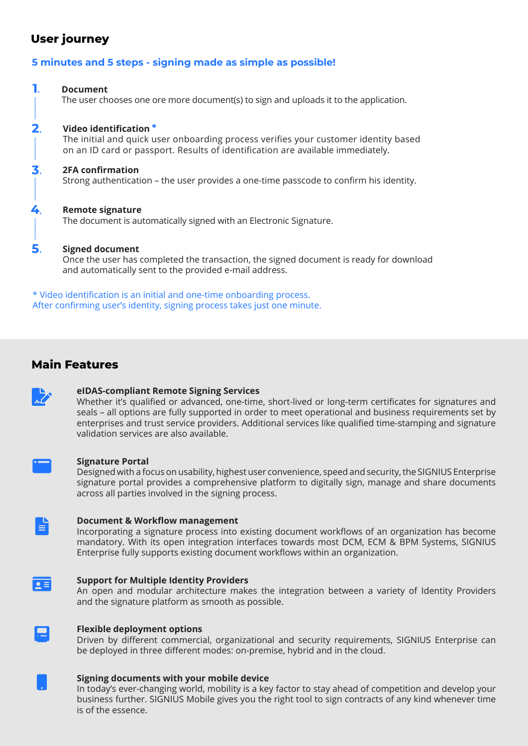## User journey

### 5 minutes and 5 steps - signing made as simple as possible!

1. **Document**
   The user chooses one ore more document(s) to sign and uploads it to the application.

2. **Video identification** *
   The initial and quick user onboarding process verifies your customer identity based on an ID card or passport. Results of identification are available immediately.

3. **2FA confirmation**
   Strong authentication – the user provides a one-time passcode to confirm his identity.

4. **Remote signature**
   The document is automatically signed with an Electronic Signature.

5. **Signed document**
   Once the user has completed the transaction, the signed document is ready for download and automatically sent to the provided e-mail address.

* Video identification is an initial and one-time onboarding process.
After confirming user's identity, signing process takes just one minute.

## Main Features

**eIDAS-compliant Remote Signing Services**
Whether it's qualified or advanced, one-time, short-lived or long-term certificates for signatures and seals – all options are fully supported in order to meet operational and business requirements set by enterprises and trust service providers. Additional services like qualified time-stamping and signature validation services are also available.

**Signature Portal**
Designed with a focus on usability, highest user convenience, speed and security, the SIGNIUS Enterprise signature portal provides a comprehensive platform to digitally sign, manage and share documents across all parties involved in the signing process.

**Document & Workflow management**
Incorporating a signature process into existing document workflows of an organization has become mandatory. With its open integration interfaces towards most DCM, ECM & BPM Systems, SIGNIUS Enterprise fully supports existing document workflows within an organization.

**Support for Multiple Identity Providers**
An open and modular architecture makes the integration between a variety of Identity Providers and the signature platform as smooth as possible.

**Flexible deployment options**
Driven by different commercial, organizational and security requirements, SIGNIUS Enterprise can be deployed in three different modes: on-premise, hybrid and in the cloud.

**Signing documents with your mobile device**
In today's ever-changing world, mobility is a key factor to stay ahead of competition and develop your business further. SIGNIUS Mobile gives you the right tool to sign contracts of any kind whenever time is of the essence.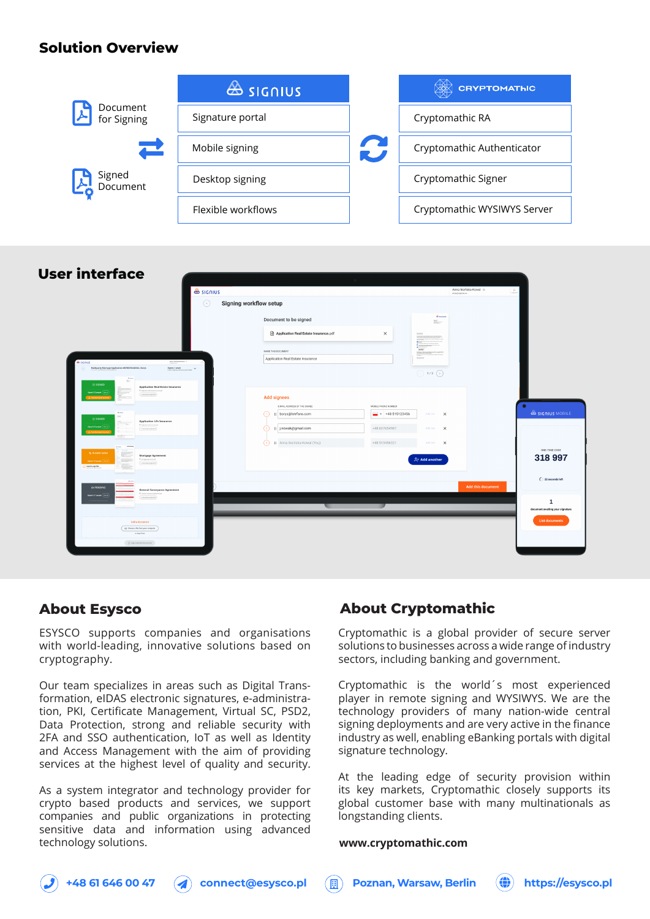## Solution Overview

Document for Signing

Signed Document

**SIGNIUS**

- Signature portal
- Mobile signing
- Desktop signing
- Flexible workflows

**CRYPTOMATHIC**

- Cryptomathic RA
- Cryptomathic Authenticator
- Cryptomathic Signer
- Cryptomathic WYSIWYS Server

## User interface

## About Esysco

ESYSCO supports companies and organisations with world-leading, innovative solutions based on cryptography.

Our team specializes in areas such as Digital Transformation, eIDAS electronic signatures, e-administration, PKI, Certificate Management, Virtual SC, PSD2, Data Protection, strong and reliable security with 2FA and SSO authentication, IoT as well as Identity and Access Management with the aim of providing services at the highest level of quality and security.

As a system integrator and technology provider for crypto based products and services, we support companies and public organizations in protecting sensitive data and information using advanced technology solutions.

## About Cryptomathic

Cryptomathic is a global provider of secure server solutions to businesses across a wide range of industry sectors, including banking and government.

Cryptomathic is the world´s most experienced player in remote signing and WYSIWYS. We are the technology providers of many nation-wide central signing deployments and are very active in the finance industry as well, enabling eBanking portals with digital signature technology.

At the leading edge of security provision within its key markets, Cryptomathic closely supports its global customer base with many multinationals as longstanding clients.

**www.cryptomathic.com**

+48 61 646 00 47 | connect@esysco.pl | Poznan, Warsaw, Berlin | https://esysco.pl